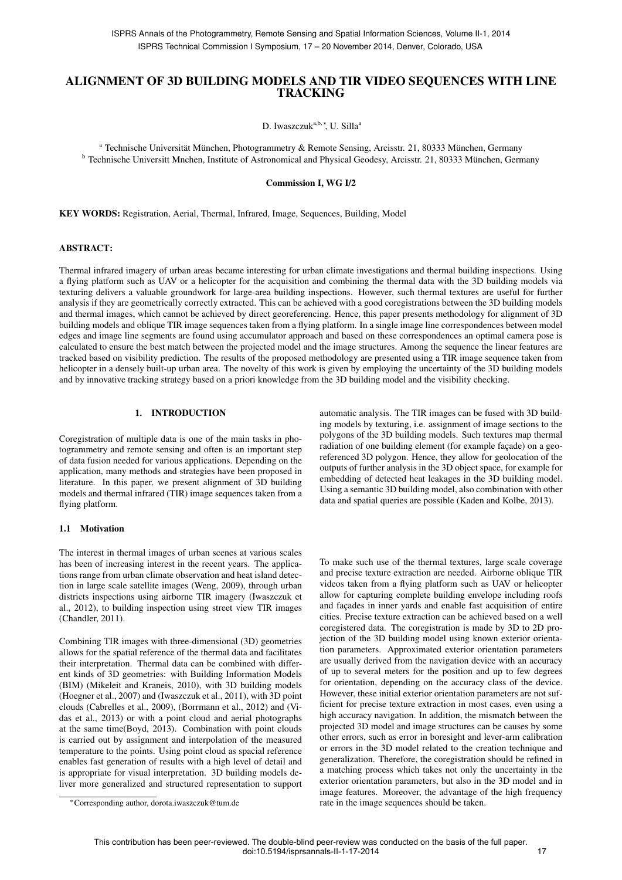# ALIGNMENT OF 3D BUILDING MODELS AND TIR VIDEO SEQUENCES WITH LINE TRACKING

D. Iwaszczuk[a,b,*], U. Silla[a]

[a] Technische Universität München, Photogrammetry & Remote Sensing, Arcisstr. 21, 80333 München, Germany
[b] Technische Universitt Mnchen, Institute of Astronomical and Physical Geodesy, Arcisstr. 21, 80333 München, Germany

**Commission I, WG I/2**

**KEY WORDS:** Registration, Aerial, Thermal, Infrared, Image, Sequences, Building, Model

## ABSTRACT:

Thermal infrared imagery of urban areas became interesting for urban climate investigations and thermal building inspections. Using a flying platform such as UAV or a helicopter for the acquisition and combining the thermal data with the 3D building models via texturing delivers a valuable groundwork for large-area building inspections. However, such thermal textures are useful for further analysis if they are geometrically correctly extracted. This can be achieved with a good coregistrations between the 3D building models and thermal images, which cannot be achieved by direct georeferencing. Hence, this paper presents methodology for alignment of 3D building models and oblique TIR image sequences taken from a flying platform. In a single image line correspondences between model edges and image line segments are found using accumulator approach and based on these correspondences an optimal camera pose is calculated to ensure the best match between the projected model and the image structures. Among the sequence the linear features are tracked based on visibility prediction. The results of the proposed methodology are presented using a TIR image sequence taken from helicopter in a densely built-up urban area. The novelty of this work is given by employing the uncertainty of the 3D building models and by innovative tracking strategy based on a priori knowledge from the 3D building model and the visibility checking.

## 1. INTRODUCTION

Coregistration of multiple data is one of the main tasks in photogrammetry and remote sensing and often is an important step of data fusion needed for various applications. Depending on the application, many methods and strategies have been proposed in literature. In this paper, we present alignment of 3D building models and thermal infrared (TIR) image sequences taken from a flying platform.

### 1.1 Motivation

The interest in thermal images of urban scenes at various scales has been of increasing interest in the recent years. The applications range from urban climate observation and heat island detection in large scale satellite images (Weng, 2009), through urban districts inspections using airborne TIR imagery (Iwaszczuk et al., 2012), to building inspection using street view TIR images (Chandler, 2011).

Combining TIR images with three-dimensional (3D) geometries allows for the spatial reference of the thermal data and facilitates their interpretation. Thermal data can be combined with different kinds of 3D geometries: with Building Information Models (BIM) (Mikeleit and Kraneis, 2010), with 3D building models (Hoegner et al., 2007) and (Iwaszczuk et al., 2011), with 3D point clouds (Cabrelles et al., 2009), (Borrmann et al., 2012) and (Vidas et al., 2013) or with a point cloud and aerial photographs at the same time(Boyd, 2013). Combination with point clouds is carried out by assignment and interpolation of the measured temperature to the points. Using point cloud as spacial reference enables fast generation of results with a high level of detail and is appropriate for visual interpretation. 3D building models deliver more generalized and structured representation to support automatic analysis. The TIR images can be fused with 3D building models by texturing, i.e. assignment of image sections to the polygons of the 3D building models. Such textures map thermal radiation of one building element (for example façade) on a georeferenced 3D polygon. Hence, they allow for geolocation of the outputs of further analysis in the 3D object space, for example for embedding of detected heat leakages in the 3D building model. Using a semantic 3D building model, also combination with other data and spatial queries are possible (Kaden and Kolbe, 2013).

To make such use of the thermal textures, large scale coverage and precise texture extraction are needed. Airborne oblique TIR videos taken from a flying platform such as UAV or helicopter allow for capturing complete building envelope including roofs and façades in inner yards and enable fast acquisition of entire cities. Precise texture extraction can be achieved based on a well coregistered data. The coregistration is made by 3D to 2D projection of the 3D building model using known exterior orientation parameters. Approximated exterior orientation parameters are usually derived from the navigation device with an accuracy of up to several meters for the position and up to few degrees for orientation, depending on the accuracy class of the device. However, these initial exterior orientation parameters are not sufficient for precise texture extraction in most cases, even using a high accuracy navigation. In addition, the mismatch between the projected 3D model and image structures can be causes by some other errors, such as error in boresight and lever-arm calibration or errors in the 3D model related to the creation technique and generalization. Therefore, the coregistration should be refined in a matching process which takes not only the uncertainty in the exterior orientation parameters, but also in the 3D model and in image features. Moreover, the advantage of the high frequency rate in the image sequences should be taken.

*Corresponding author, dorota.iwaszczuk@tum.de

This contribution has been peer-reviewed. The double-blind peer-review was conducted on the basis of the full paper.
doi:10.5194/isprsannals-II-1-17-2014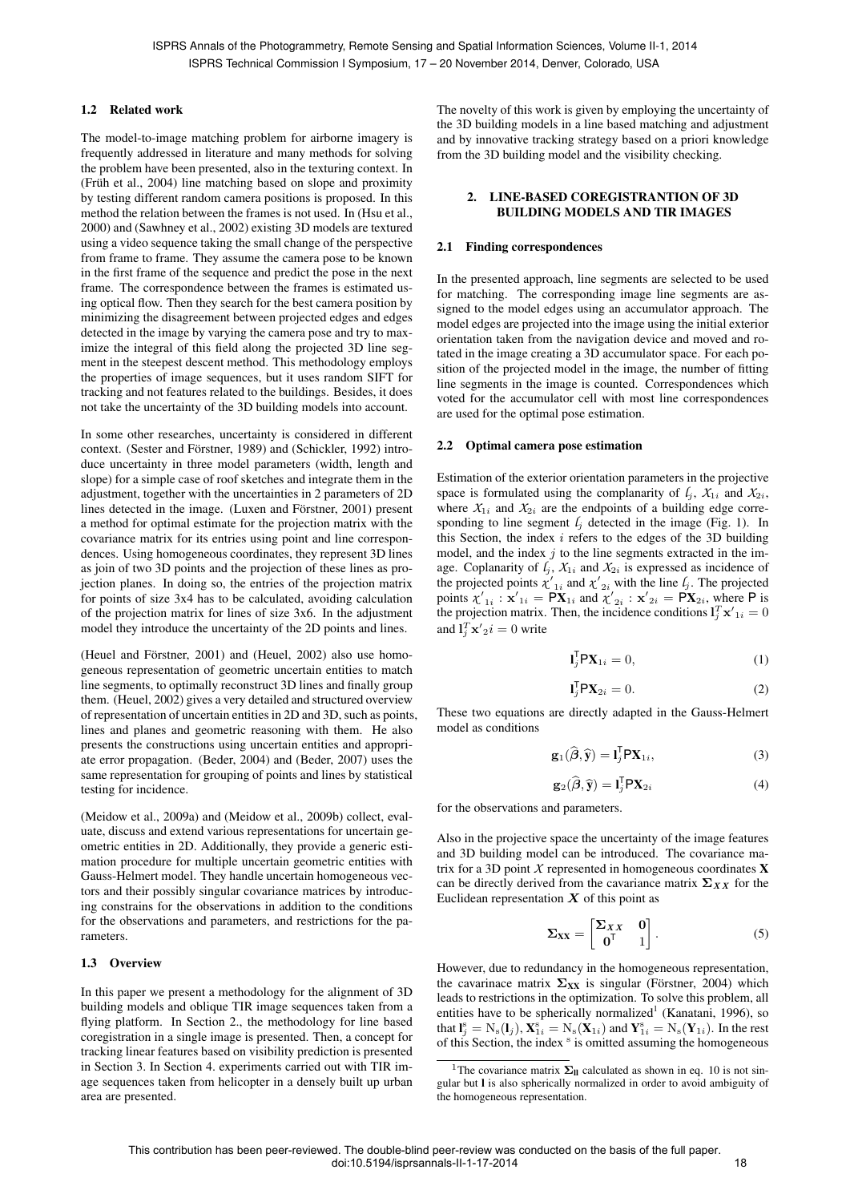### 1.2 Related work

The model-to-image matching problem for airborne imagery is frequently addressed in literature and many methods for solving the problem have been presented, also in the texturing context. In (Früh et al., 2004) line matching based on slope and proximity by testing different random camera positions is proposed. In this method the relation between the frames is not used. In (Hsu et al., 2000) and (Sawhney et al., 2002) existing 3D models are textured using a video sequence taking the small change of the perspective from frame to frame. They assume the camera pose to be known in the first frame of the sequence and predict the pose in the next frame. The correspondence between the frames is estimated using optical flow. Then they search for the best camera position by minimizing the disagreement between projected edges and edges detected in the image by varying the camera pose and try to maximize the integral of this field along the projected 3D line segment in the steepest descent method. This methodology employs the properties of image sequences, but it uses random SIFT for tracking and not features related to the buildings. Besides, it does not take the uncertainty of the 3D building models into account.

In some other researches, uncertainty is considered in different context. (Sester and Förstner, 1989) and (Schickler, 1992) introduce uncertainty in three model parameters (width, length and slope) for a simple case of roof sketches and integrate them in the adjustment, together with the uncertainties in 2 parameters of 2D lines detected in the image. (Luxen and Förstner, 2001) present a method for optimal estimate for the projection matrix with the covariance matrix for its entries using point and line correspondences. Using homogeneous coordinates, they represent 3D lines as join of two 3D points and the projection of these lines as projection planes. In doing so, the entries of the projection matrix for points of size 3x4 has to be calculated, avoiding calculation of the projection matrix for lines of size 3x6. In the adjustment model they introduce the uncertainty of the 2D points and lines.

(Heuel and Förstner, 2001) and (Heuel, 2002) also use homogeneous representation of geometric uncertain entities to match line segments, to optimally reconstruct 3D lines and finally group them. (Heuel, 2002) gives a very detailed and structured overview of representation of uncertain entities in 2D and 3D, such as points, lines and planes and geometric reasoning with them. He also presents the constructions using uncertain entities and appropriate error propagation. (Beder, 2004) and (Beder, 2007) uses the same representation for grouping of points and lines by statistical testing for incidence.

(Meidow et al., 2009a) and (Meidow et al., 2009b) collect, evaluate, discuss and extend various representations for uncertain geometric entities in 2D. Additionally, they provide a generic estimation procedure for multiple uncertain geometric entities with Gauss-Helmert model. They handle uncertain homogeneous vectors and their possibly singular covariance matrices by introducing constrains for the observations in addition to the conditions for the observations and parameters, and restrictions for the parameters.

### 1.3 Overview

In this paper we present a methodology for the alignment of 3D building models and oblique TIR image sequences taken from a flying platform. In Section 2., the methodology for line based coregistration in a single image is presented. Then, a concept for tracking linear features based on visibility prediction is presented in Section 3. In Section 4. experiments carried out with TIR image sequences taken from helicopter in a densely built up urban area are presented.

The novelty of this work is given by employing the uncertainty of the 3D building models in a line based matching and adjustment and by innovative tracking strategy based on a priori knowledge from the 3D building model and the visibility checking.

## 2. LINE-BASED COREGISTRANTION OF 3D BUILDING MODELS AND TIR IMAGES

### 2.1 Finding correspondences

In the presented approach, line segments are selected to be used for matching. The corresponding image line segments are assigned to the model edges using an accumulator approach. The model edges are projected into the image using the initial exterior orientation taken from the navigation device and moved and rotated in the image creating a 3D accumulator space. For each position of the projected model in the image, the number of fitting line segments in the image is counted. Correspondences which voted for the accumulator cell with most line correspondences are used for the optimal pose estimation.

### 2.2 Optimal camera pose estimation

Estimation of the exterior orientation parameters in the projective space is formulated using the complanarity of $l_j$, $\mathcal{X}_{1i}$ and $\mathcal{X}_{2i}$, where $\mathcal{X}_{1i}$ and $\mathcal{X}_{2i}$ are the endpoints of a building edge corresponding to line segment $l_j$ detected in the image (Fig. 1). In this Section, the index $i$ refers to the edges of the 3D building model, and the index $j$ to the line segments extracted in the image. Coplanarity of $l_j$, $\mathcal{X}_{1i}$ and $\mathcal{X}_{2i}$ is expressed as incidence of the projected points $\mathcal{X}'_{1i}$ and $\mathcal{X}'_{2i}$ with the line $l_j$. The projected points $\mathcal{X}'_{1i} : \mathbf{x}'_{1i} = \mathsf{P}\mathbf{X}_{1i}$ and $\mathcal{X}'_{2i} : \mathbf{x}'_{2i} = \mathsf{P}\mathbf{X}_{2i}$, where $\mathsf{P}$ is the projection matrix. Then, the incidence conditions $\mathbf{l}_j^T\mathbf{x}'_{1i} = 0$ and $\mathbf{l}_j^T\mathbf{x}'_2 i = 0$ write

$$\mathbf{l}_j^{\mathsf{T}}\mathsf{P}\mathbf{X}_{1i} = 0, \tag{1}$$

$$\mathbf{l}_j^{\mathsf{T}}\mathsf{P}\mathbf{X}_{2i} = 0. \tag{2}$$

These two equations are directly adapted in the Gauss-Helmert model as conditions

$$\mathbf{g}_1(\widehat{\boldsymbol{\beta}}, \widehat{\mathbf{y}}) = \mathbf{l}_j^{\mathsf{T}}\mathsf{P}\mathbf{X}_{1i}, \tag{3}$$

$$\mathbf{g}_2(\widehat{\boldsymbol{\beta}}, \widehat{\mathbf{y}}) = \mathbf{l}_j^{\mathsf{T}}\mathsf{P}\mathbf{X}_{2i} \tag{4}$$

for the observations and parameters.

Also in the projective space the uncertainty of the image features and 3D building model can be introduced. The covariance matrix for a 3D point $\mathcal{X}$ represented in homogeneous coordinates $\mathbf{X}$ can be directly derived from the cavariance matrix $\boldsymbol{\Sigma}_{XX}$ for the Euclidean representation $\boldsymbol{X}$ of this point as

$$\boldsymbol{\Sigma}_{\mathbf{XX}} = \begin{bmatrix} \boldsymbol{\Sigma}_{XX} & \mathbf{0} \\ \mathbf{0}^{\mathsf{T}} & 1 \end{bmatrix}. \tag{5}$$

However, due to redundancy in the homogeneous representation, the cavarinace matrix $\boldsymbol{\Sigma}_{\mathbf{XX}}$ is singular (Förstner, 2004) which leads to restrictions in the optimization. To solve this problem, all entities have to be spherically normalized[1] (Kanatani, 1996), so that $\mathbf{l}_j^{s} = \mathrm{N}_s(\mathbf{l}_j)$, $\mathbf{X}_{1i}^{s} = \mathrm{N}_s(\mathbf{X}_{1i})$ and $\mathbf{Y}_{1i}^{s} = \mathrm{N}_s(\mathbf{Y}_{1i})$. In the rest of this Section, the index $^{s}$ is omitted assuming the homogeneous

[1] The covariance matrix $\boldsymbol{\Sigma}_{\mathbf{ll}}$ calculated as shown in eq. 10 is not singular but $\mathbf{l}$ is also spherically normalized in order to avoid ambiguity of the homogeneous representation.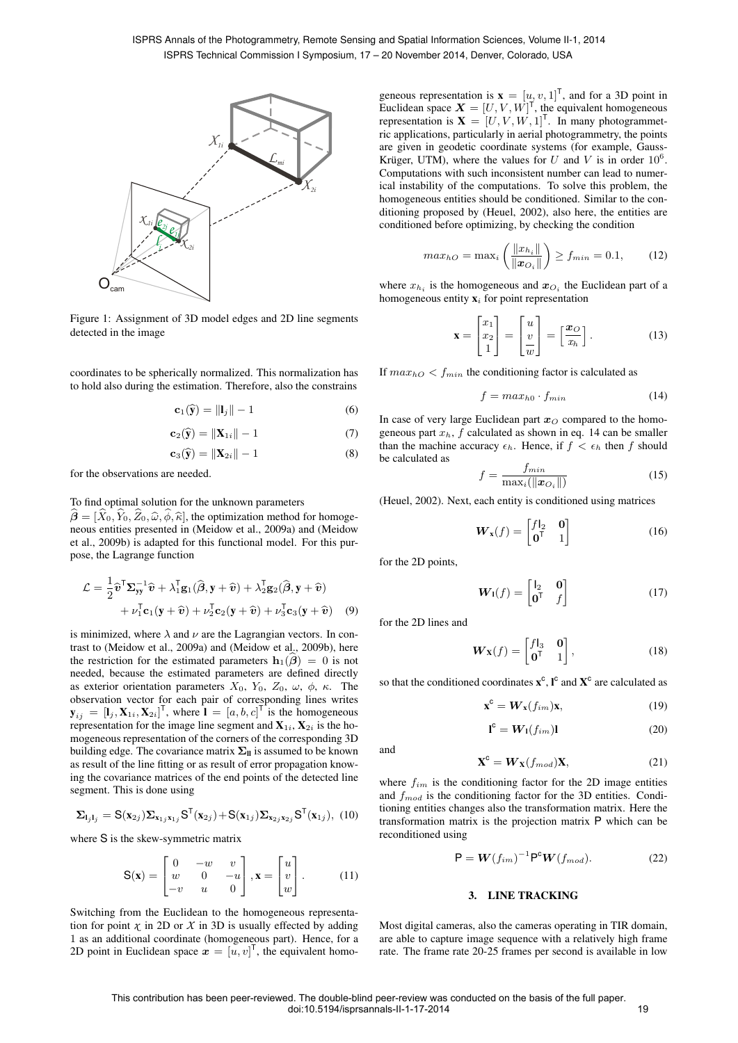Figure 1: Assignment of 3D model edges and 2D line segments detected in the image

coordinates to be spherically normalized. This normalization has to hold also during the estimation. Therefore, also the constrains

$$\mathbf{c}_1(\widehat{\mathbf{y}}) = \|\mathbf{l}_j\| - 1 \tag{6}$$

$$\mathbf{c}_2(\widehat{\mathbf{y}}) = \|\mathbf{X}_{1i}\| - 1 \tag{7}$$

$$\mathbf{c}_3(\widehat{\mathbf{y}}) = \|\mathbf{X}_{2i}\| - 1 \tag{8}$$

for the observations are needed.

To find optimal solution for the unknown parameters $\widehat{\boldsymbol{\beta}} = [\widehat{X}_0, \widehat{Y}_0, \widehat{Z}_0, \widehat{\omega}, \widehat{\phi}, \widehat{\kappa}]$, the optimization method for homogeneous entities presented in (Meidow et al., 2009a) and (Meidow et al., 2009b) is adapted for this functional model. For this purpose, the Lagrange function

$$\mathcal{L} = \frac{1}{2}\widehat{\boldsymbol{v}}^{\mathsf{T}}\boldsymbol{\Sigma}_{\mathbf{yy}}^{-1}\widehat{\boldsymbol{v}} + \lambda_1^{\mathsf{T}}\mathbf{g}_1(\widehat{\boldsymbol{\beta}}, \mathbf{y} + \widehat{\boldsymbol{v}}) + \lambda_2^{\mathsf{T}}\mathbf{g}_2(\widehat{\boldsymbol{\beta}}, \mathbf{y} + \widehat{\boldsymbol{v}}) + \nu_1^{\mathsf{T}}\mathbf{c}_1(\mathbf{y} + \widehat{\boldsymbol{v}}) + \nu_2^{\mathsf{T}}\mathbf{c}_2(\mathbf{y} + \widehat{\boldsymbol{v}}) + \nu_3^{\mathsf{T}}\mathbf{c}_3(\mathbf{y} + \widehat{\boldsymbol{v}}) \tag{9}$$

is minimized, where $\lambda$ and $\nu$ are the Lagrangian vectors. In contrast to (Meidow et al., 2009a) and (Meidow et al., 2009b), here the restriction for the estimated parameters $\mathbf{h}_1(\widehat{\boldsymbol{\beta}}) = 0$ is not needed, because the estimated parameters are defined directly as exterior orientation parameters $X_0$, $Y_0$, $Z_0$, $\omega$, $\phi$, $\kappa$. The observation vector for each pair of corresponding lines writes $\mathbf{y}_{ij} = [\mathbf{l}_j, \mathbf{X}_{1i}, \mathbf{X}_{2i}]^{\mathsf{T}}$, where $\mathbf{l} = [a, b, c]^{\mathsf{T}}$ is the homogeneous representation for the image line segment and $\mathbf{X}_{1i}, \mathbf{X}_{2i}$ is the homogeneous representation of the corners of the corresponding 3D building edge. The covariance matrix $\boldsymbol{\Sigma}_{\mathbf{ll}}$ is assumed to be known as result of the line fitting or as result of error propagation knowing the covariance matrices of the end points of the detected line segment. This is done using

$$\boldsymbol{\Sigma}_{\mathbf{l}_j\mathbf{l}_j} = \mathsf{S}(\mathbf{x}_{2j})\boldsymbol{\Sigma}_{\mathbf{x}_{1j}\mathbf{x}_{1j}}\mathsf{S}^{\mathsf{T}}(\mathbf{x}_{2j}) + \mathsf{S}(\mathbf{x}_{1j})\boldsymbol{\Sigma}_{\mathbf{x}_{2j}\mathbf{x}_{2j}}\mathsf{S}^{\mathsf{T}}(\mathbf{x}_{1j}), \tag{10}$$

where $\mathsf{S}$ is the skew-symmetric matrix

$$\mathsf{S}(\mathbf{x}) = \begin{bmatrix} 0 & -w & v \\ w & 0 & -u \\ -v & u & 0 \end{bmatrix}, \mathbf{x} = \begin{bmatrix} u \\ v \\ w \end{bmatrix}. \tag{11}$$

Switching from the Euclidean to the homogeneous representation for point $\chi$ in 2D or $X$ in 3D is usually effected by adding 1 as an additional coordinate (homogeneous part). Hence, for a 2D point in Euclidean space $\boldsymbol{x} = [u, v]^{\mathsf{T}}$, the equivalent homogeneous representation is $\mathbf{x} = [u, v, 1]^{\mathsf{T}}$, and for a 3D point in Euclidean space $\boldsymbol{X} = [U, V, W]^{\mathsf{T}}$, the equivalent homogeneous representation is $\mathbf{X} = [U, V, W, 1]^{\mathsf{T}}$. In many photogrammetric applications, particularly in aerial photogrammetry, the points are given in geodetic coordinate systems (for example, Gauss-Krüger, UTM), where the values for $U$ and $V$ is in order $10^6$. Computations with such inconsistent number can lead to numerical instability of the computations. To solve this problem, the homogeneous entities should be conditioned. Similar to the conditioning proposed by (Heuel, 2002), also here, the entities are conditioned before optimizing, by checking the condition

$$max_{hO} = \max_i \left( \frac{\|x_{h_i}\|}{\|\boldsymbol{x}_{O_i}\|} \right) \geq f_{min} = 0.1, \tag{12}$$

where $x_{h_i}$ is the homogeneous and $\boldsymbol{x}_{O_i}$ the Euclidean part of a homogeneous entity $\mathbf{x}_i$ for point representation

$$\mathbf{x} = \begin{bmatrix} x_1 \\ x_2 \\ 1 \end{bmatrix} = \begin{bmatrix} u \\ v \\ \overline{w} \end{bmatrix} = \begin{bmatrix} \boldsymbol{x}_O \\ \overline{x_h} \end{bmatrix}. \tag{13}$$

If $max_{hO} < f_{min}$ the conditioning factor is calculated as

$$f = max_{h0} \cdot f_{min} \tag{14}$$

In case of very large Euclidean part $\boldsymbol{x}_O$ compared to the homogeneous part $x_h$, $f$ calculated as shown in eq. 14 can be smaller than the machine accuracy $\epsilon_h$. Hence, if $f < \epsilon_h$ then $f$ should be calculated as

$$f = \frac{f_{min}}{\max_i(\|\boldsymbol{x}_{O_i}\|)} \tag{15}$$

(Heuel, 2002). Next, each entity is conditioned using matrices

$$\boldsymbol{W}_{\mathbf{x}}(f) = \begin{bmatrix} f\mathsf{I}_2 & \mathbf{0} \\ \mathbf{0}^{\mathsf{T}} & 1 \end{bmatrix} \tag{16}$$

for the 2D points,

$$\boldsymbol{W}_{\mathbf{l}}(f) = \begin{bmatrix} \mathsf{I}_2 & \mathbf{0} \\ \mathbf{0}^{\mathsf{T}} & f \end{bmatrix} \tag{17}$$

for the 2D lines and

$$\boldsymbol{W}_{\mathbf{X}}(f) = \begin{bmatrix} f\mathsf{I}_3 & \mathbf{0} \\ \mathbf{0}^{\mathsf{T}} & 1 \end{bmatrix}, \tag{18}$$

so that the conditioned coordinates $\mathbf{x}^{\mathsf{c}}$, $\mathbf{l}^{\mathsf{c}}$ and $\mathbf{X}^{\mathsf{c}}$ are calculated as

$$\mathbf{x}^{\mathsf{c}} = \boldsymbol{W}_{\mathbf{x}}(f_{im})\mathbf{x}, \tag{19}$$

$$\mathbf{l}^{\mathsf{c}} = \boldsymbol{W}_{\mathbf{l}}(f_{im})\mathbf{l} \tag{20}$$

and

$$\mathbf{X}^{\mathsf{c}} = \boldsymbol{W}_{\mathbf{X}}(f_{mod})\mathbf{X}, \tag{21}$$

where $f_{im}$ is the conditioning factor for the 2D image entities and $f_{mod}$ is the conditioning factor for the 3D entities. Conditioning entities changes also the transformation matrix. Here the transformation matrix is the projection matrix $\mathsf{P}$ which can be reconditioned using

$$\mathsf{P} = \boldsymbol{W}(f_{im})^{-1}\mathsf{P}^{\mathsf{c}}\boldsymbol{W}(f_{mod}). \tag{22}$$

## 3. LINE TRACKING

Most digital cameras, also the cameras operating in TIR domain, are able to capture image sequence with a relatively high frame rate. The frame rate 20-25 frames per second is available in low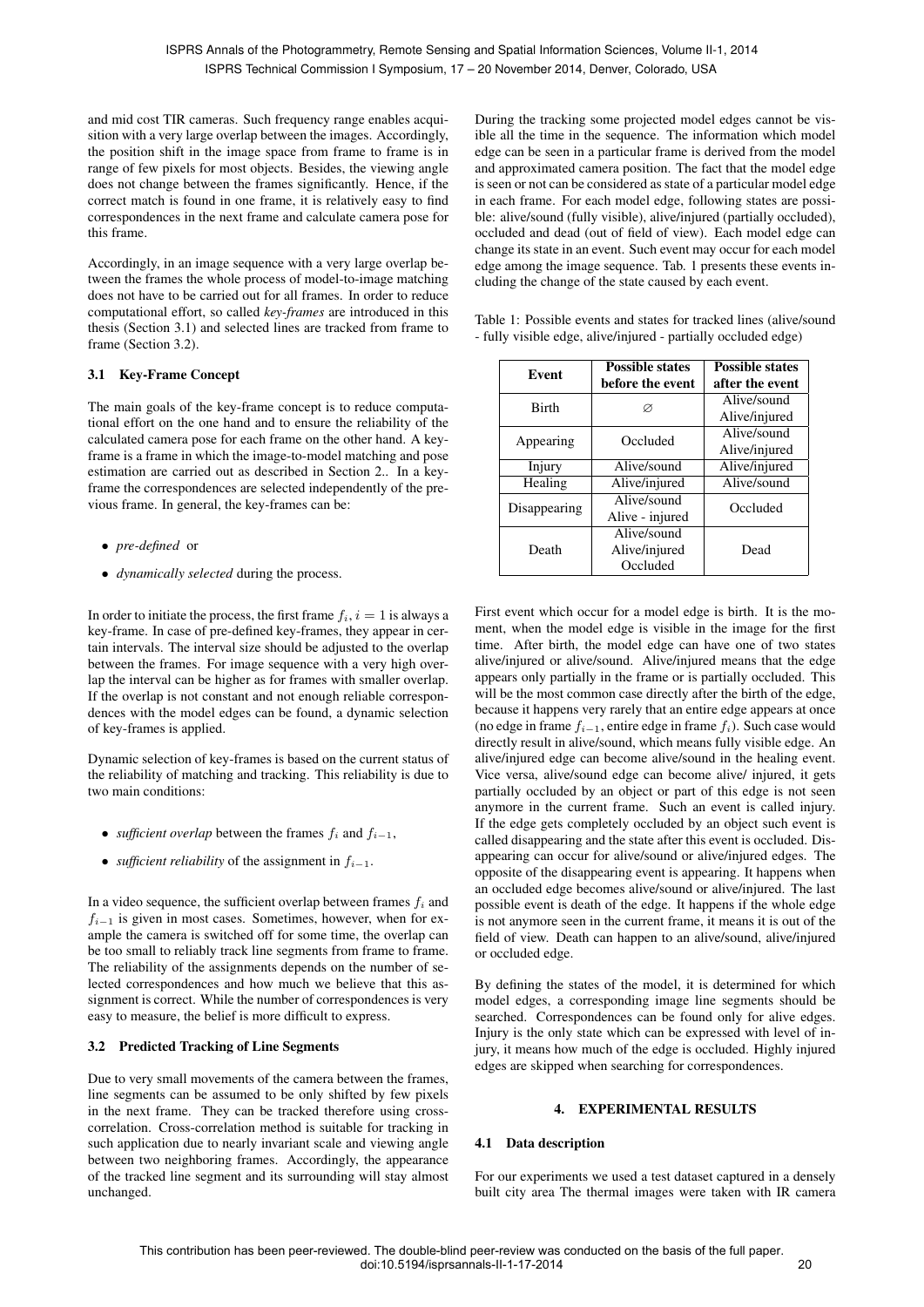and mid cost TIR cameras. Such frequency range enables acquisition with a very large overlap between the images. Accordingly, the position shift in the image space from frame to frame is in range of few pixels for most objects. Besides, the viewing angle does not change between the frames significantly. Hence, if the correct match is found in one frame, it is relatively easy to find correspondences in the next frame and calculate camera pose for this frame.

Accordingly, in an image sequence with a very large overlap between the frames the whole process of model-to-image matching does not have to be carried out for all frames. In order to reduce computational effort, so called *key-frames* are introduced in this thesis (Section 3.1) and selected lines are tracked from frame to frame (Section 3.2).

### 3.1 Key-Frame Concept

The main goals of the key-frame concept is to reduce computational effort on the one hand and to ensure the reliability of the calculated camera pose for each frame on the other hand. A key-frame is a frame in which the image-to-model matching and pose estimation are carried out as described in Section 2.. In a key-frame the correspondences are selected independently of the previous frame. In general, the key-frames can be:

- *pre-defined* or
- *dynamically selected* during the process.

In order to initiate the process, the first frame $f_i, i = 1$ is always a key-frame. In case of pre-defined key-frames, they appear in certain intervals. The interval size should be adjusted to the overlap between the frames. For image sequence with a very high overlap the interval can be higher as for frames with smaller overlap. If the overlap is not constant and not enough reliable correspondences with the model edges can be found, a dynamic selection of key-frames is applied.

Dynamic selection of key-frames is based on the current status of the reliability of matching and tracking. This reliability is due to two main conditions:

- *sufficient overlap* between the frames $f_i$ and $f_{i-1}$,
- *sufficient reliability* of the assignment in $f_{i-1}$.

In a video sequence, the sufficient overlap between frames $f_i$ and $f_{i-1}$ is given in most cases. Sometimes, however, when for example the camera is switched off for some time, the overlap can be too small to reliably track line segments from frame to frame. The reliability of the assignments depends on the number of selected correspondences and how much we believe that this assignment is correct. While the number of correspondences is very easy to measure, the belief is more difficult to express.

### 3.2 Predicted Tracking of Line Segments

Due to very small movements of the camera between the frames, line segments can be assumed to be only shifted by few pixels in the next frame. They can be tracked therefore using cross-correlation. Cross-correlation method is suitable for tracking in such application due to nearly invariant scale and viewing angle between two neighboring frames. Accordingly, the appearance of the tracked line segment and its surrounding will stay almost unchanged.

During the tracking some projected model edges cannot be visible all the time in the sequence. The information which model edge can be seen in a particular frame is derived from the model and approximated camera position. The fact that the model edge is seen or not can be considered as state of a particular model edge in each frame. For each model edge, following states are possible: alive/sound (fully visible), alive/injured (partially occluded), occluded and dead (out of field of view). Each model edge can change its state in an event. Such event may occur for each model edge among the image sequence. Tab. 1 presents these events including the change of the state caused by each event.

Table 1: Possible events and states for tracked lines (alive/sound - fully visible edge, alive/injured - partially occluded edge)

| Event | Possible states before the event | Possible states after the event |
|---|---|---|
| Birth | ∅ | Alive/sound<br>Alive/injured |
| Appearing | Occluded | Alive/sound<br>Alive/injured |
| Injury | Alive/sound | Alive/injured |
| Healing | Alive/injured | Alive/sound |
| Disappearing | Alive/sound<br>Alive - injured | Occluded |
| Death | Alive/sound<br>Alive/injured<br>Occluded | Dead |

First event which occur for a model edge is birth. It is the moment, when the model edge is visible in the image for the first time. After birth, the model edge can have one of two states alive/injured or alive/sound. Alive/injured means that the edge appears only partially in the frame or is partially occluded. This will be the most common case directly after the birth of the edge, because it happens very rarely that an entire edge appears at once (no edge in frame $f_{i-1}$, entire edge in frame $f_i$). Such case would directly result in alive/sound, which means fully visible edge. An alive/injured edge can become alive/sound in the healing event. Vice versa, alive/sound edge can become alive/ injured, it gets partially occluded by an object or part of this edge is not seen anymore in the current frame. Such an event is called injury. If the edge gets completely occluded by an object such event is called disappearing and the state after this event is occluded. Disappearing can occur for alive/sound or alive/injured edges. The opposite of the disappearing event is appearing. It happens when an occluded edge becomes alive/sound or alive/injured. The last possible event is death of the edge. It happens if the whole edge is not anymore seen in the current frame, it means it is out of the field of view. Death can happen to an alive/sound, alive/injured or occluded edge.

By defining the states of the model, it is determined for which model edges, a corresponding image line segments should be searched. Correspondences can be found only for alive edges. Injury is the only state which can be expressed with level of injury, it means how much of the edge is occluded. Highly injured edges are skipped when searching for correspondences.

## 4. EXPERIMENTAL RESULTS

### 4.1 Data description

For our experiments we used a test dataset captured in a densely built city area The thermal images were taken with IR camera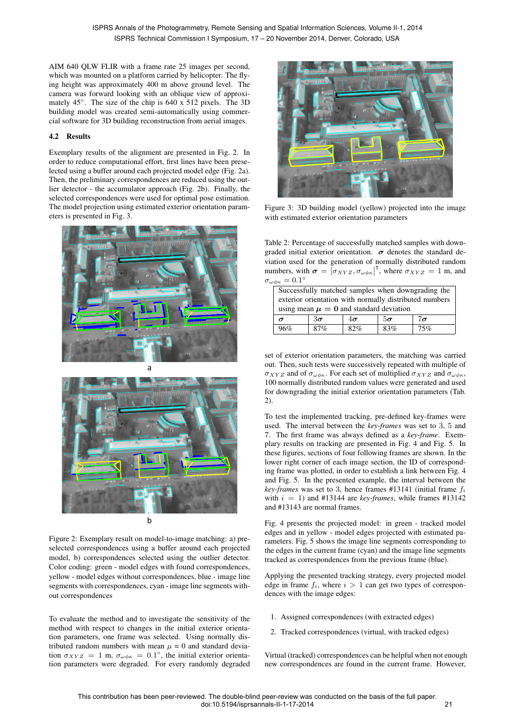AIM 640 QLW FLIR with a frame rate 25 images per second, which was mounted on a platform carried by helicopter. The flying height was approximately 400 m above ground level. The camera was forward looking with an oblique view of approximately 45°. The size of the chip is 640 x 512 pixels. The 3D building model was created semi-automatically using commercial software for 3D building reconstruction from aerial images.

### 4.2 Results

Exemplary results of the alignment are presented in Fig. 2. In order to reduce computational effort, first lines have been preselected using a buffer around each projected model edge (Fig. 2a). Then, the preliminary correspondences are reduced using the outlier detector - the accumulator approach (Fig. 2b). Finally, the selected correspondences were used for optimal pose estimation. The model projection using estimated exterior orientation parameters is presented in Fig. 3.

Figure 2: Exemplary result on model-to-image matching: a) preselected correspondences using a buffer around each projected model, b) correspondences selected using the outlier detector. Color coding: green - model edges with found correspondences, yellow - model edges without correspondences, blue - image line segments with correspondences, cyan - image line segments without correspondences

To evaluate the method and to investigate the sensitivity of the method with respect to changes in the initial exterior orientation parameters, one frame was selected. Using normally distributed random numbers with mean $\mu$ = 0 and standard deviation $\sigma_{XYZ}$ = 1 m, $\sigma_{\omega\phi\kappa}$ = 0.1°, the initial exterior orientation parameters were degraded. For every randomly degraded set of exterior orientation parameters, the matching was carried out. Then, such tests were successively repeated with multiple of $\sigma_{XYZ}$ and of $\sigma_{\omega\phi\kappa}$. For each set of multiplied $\sigma_{XYZ}$ and $\sigma_{\omega\phi\kappa}$, 100 normally distributed random values were generated and used for downgrading the initial exterior orientation parameters (Tab. 2).

Figure 3: 3D building model (yellow) projected into the image with estimated exterior orientation parameters

Table 2: Percentage of successfully matched samples with downgraded initial exterior orientation. $\boldsymbol{\sigma}$ denotes the standard deviation used for the generation of normally distributed random numbers, with $\boldsymbol{\sigma} = [\sigma_{XYZ}, \sigma_{\omega\phi\kappa}]^{\mathsf{T}}$, where $\sigma_{XYZ}$ = 1 m, and $\sigma_{\omega\phi\kappa}$ = 0.1°

| Successfully matched samples when downgrading the exterior orientation with normally distributed numbers using mean $\boldsymbol{\mu} = \mathbf{0}$ and standard deviation | | | | |
|---|---|---|---|---|
| $\boldsymbol{\sigma}$ | $3\boldsymbol{\sigma}$ | $4\boldsymbol{\sigma}$ | $5\boldsymbol{\sigma}$ | $7\boldsymbol{\sigma}$ |
| 96% | 87% | 82% | 83% | 75% |

To test the implemented tracking, pre-defined key-frames were used. The interval between the *key-frames* was set to 3, 5 and 7. The first frame was always defined as a *key-frame*. Exemplary results on tracking are presented in Fig. 4 and Fig. 5. In these figures, sections of four following frames are shown. In the lower right corner of each image section, the ID of corresponding frame was plotted, in order to establish a link between Fig. 4 and Fig. 5. In the presented example, the interval between the *key-frames* was set to 3, hence frames #13141 (initial frame $f_i$ with $i$ = 1) and #13144 are *key-frames*, while frames #13142 and #13143 are normal frames.

Fig. 4 presents the projected model: in green - tracked model edges and in yellow - model edges projected with estimated parameters. Fig. 5 shows the image line segments corresponding to the edges in the current frame (cyan) and the image line segments tracked as correspondences from the previous frame (blue).

Applying the presented tracking strategy, every projected model edge in frame $f_i$, where $i > 1$ can get two types of correspondences with the image edges:

1. Assigned correspondences (with extracted edges)
2. Tracked correspondences (virtual, with tracked edges)

Virtual (tracked) correspondences can be helpful when not enough new correspondences are found in the current frame. However,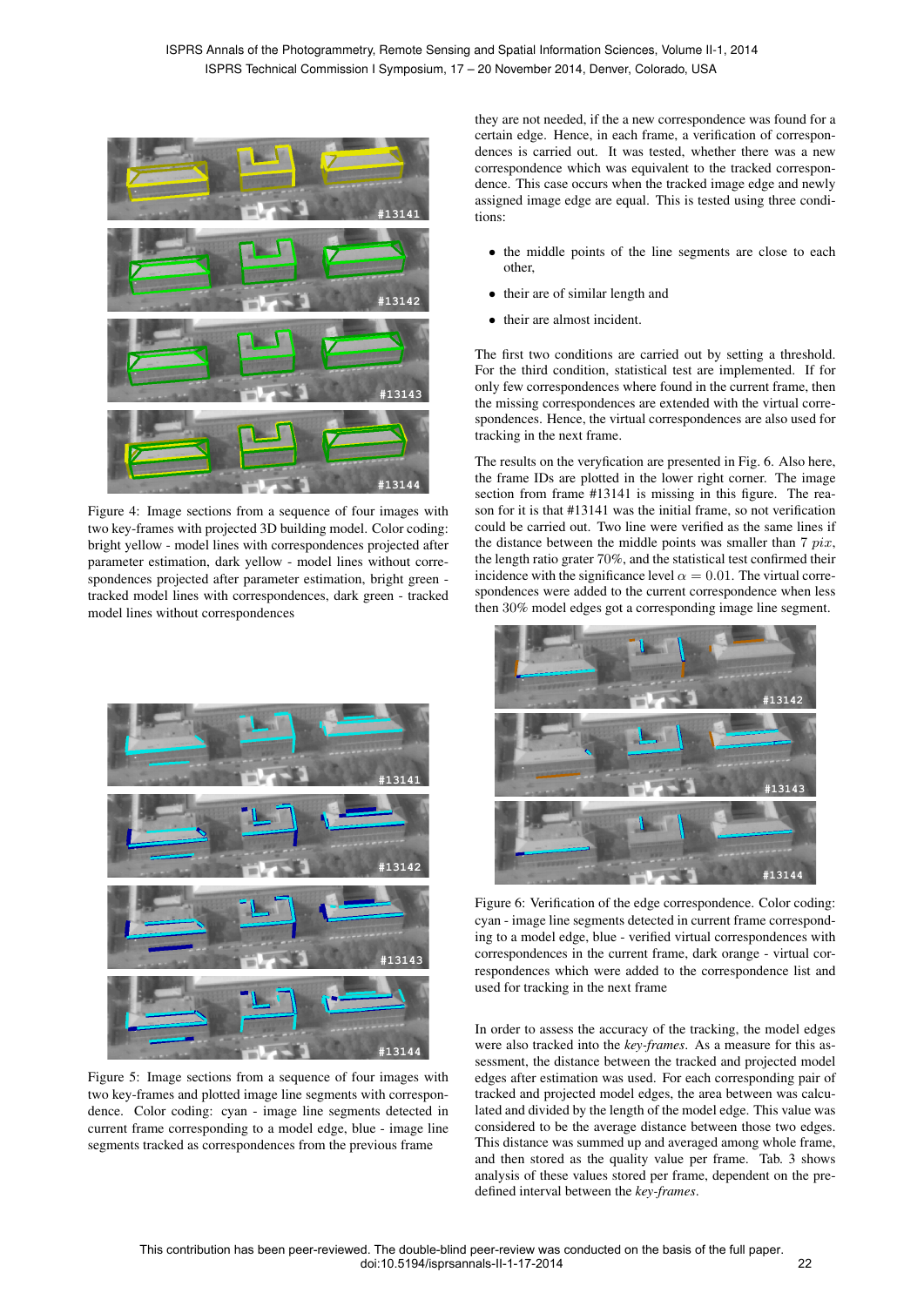Figure 4: Image sections from a sequence of four images with two key-frames with projected 3D building model. Color coding: bright yellow - model lines with correspondences projected after parameter estimation, dark yellow - model lines without correspondences projected after parameter estimation, bright green - tracked model lines with correspondences, dark green - tracked model lines without correspondences

Figure 5: Image sections from a sequence of four images with two key-frames and plotted image line segments with correspondence. Color coding: cyan - image line segments detected in current frame corresponding to a model edge, blue - image line segments tracked as correspondences from the previous frame

they are not needed, if the a new correspondence was found for a certain edge. Hence, in each frame, a verification of correspondences is carried out. It was tested, whether there was a new correspondence which was equivalent to the tracked correspondence. This case occurs when the tracked image edge and newly assigned image edge are equal. This is tested using three conditions:

- the middle points of the line segments are close to each other,
- their are of similar length and
- their are almost incident.

The first two conditions are carried out by setting a threshold. For the third condition, statistical test are implemented. If for only few correspondences where found in the current frame, then the missing correspondences are extended with the virtual correspondences. Hence, the virtual correspondences are also used for tracking in the next frame.

The results on the veryfication are presented in Fig. 6. Also here, the frame IDs are plotted in the lower right corner. The image section from frame #13141 is missing in this figure. The reason for it is that #13141 was the initial frame, so not verification could be carried out. Two line were verified as the same lines if the distance between the middle points was smaller than 7 $pix$, the length ratio grater 70%, and the statistical test confirmed their incidence with the significance level $\alpha = 0.01$. The virtual correspondences were added to the current correspondence when less then 30% model edges got a corresponding image line segment.

Figure 6: Verification of the edge correspondence. Color coding: cyan - image line segments detected in current frame corresponding to a model edge, blue - verified virtual correspondences with correspondences in the current frame, dark orange - virtual correspondences which were added to the correspondence list and used for tracking in the next frame

In order to assess the accuracy of the tracking, the model edges were also tracked into the *key-frames*. As a measure for this assessment, the distance between the tracked and projected model edges after estimation was used. For each corresponding pair of tracked and projected model edges, the area between was calculated and divided by the length of the model edge. This value was considered to be the average distance between those two edges. This distance was summed up and averaged among whole frame, and then stored as the quality value per frame. Tab. 3 shows analysis of these values stored per frame, dependent on the predefined interval between the *key-frames*.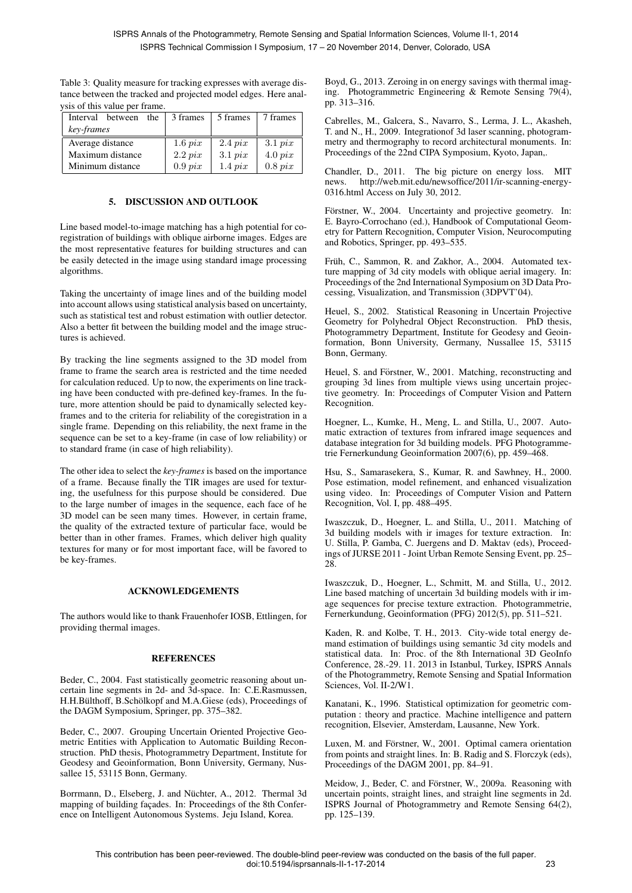Table 3: Quality measure for tracking expresses with average distance between the tracked and projected model edges. Here analysis of this value per frame.

| Interval between the *key-frames* | 3 frames | 5 frames | 7 frames |
|---|---|---|---|
| Average distance | 1.6 $pix$ | 2.4 $pix$ | 3.1 $pix$ |
| Maximum distance | 2.2 $pix$ | 3.1 $pix$ | 4.0 $pix$ |
| Minimum distance | 0.9 $pix$ | 1.4 $pix$ | 0.8 $pix$ |

## 5. DISCUSSION AND OUTLOOK

Line based model-to-image matching has a high potential for coregistration of buildings with oblique airborne images. Edges are the most representative features for building structures and can be easily detected in the image using standard image processing algorithms.

Taking the uncertainty of image lines and of the building model into account allows using statistical analysis based on uncertainty, such as statistical test and robust estimation with outlier detector. Also a better fit between the building model and the image structures is achieved.

By tracking the line segments assigned to the 3D model from frame to frame the search area is restricted and the time needed for calculation reduced. Up to now, the experiments on line tracking have been conducted with pre-defined key-frames. In the future, more attention should be paid to dynamically selected key-frames and to the criteria for reliability of the coregistration in a single frame. Depending on this reliability, the next frame in the sequence can be set to a key-frame (in case of low reliability) or to standard frame (in case of high reliability).

The other idea to select the *key-frames* is based on the importance of a frame. Because finally the TIR images are used for texturing, the usefulness for this purpose should be considered. Due to the large number of images in the sequence, each face of he 3D model can be seen many times. However, in certain frame, the quality of the extracted texture of particular face, would be better than in other frames. Frames, which deliver high quality textures for many or for most important face, will be favored to be key-frames.

## ACKNOWLEDGEMENTS

The authors would like to thank Frauenhofer IOSB, Ettlingen, for providing thermal images.

## REFERENCES

Beder, C., 2004. Fast statistically geometric reasoning about uncertain line segments in 2d- and 3d-space. In: C.E.Rasmussen, H.H.Bülthoff, B.Schölkopf and M.A.Giese (eds), Proceedings of the DAGM Symposium, Springer, pp. 375–382.

Beder, C., 2007. Grouping Uncertain Oriented Projective Geometric Entities with Application to Automatic Building Reconstruction. PhD thesis, Photogrammetry Department, Institute for Geodesy and Geoinformation, Bonn University, Germany, Nussallee 15, 53115 Bonn, Germany.

Borrmann, D., Elseberg, J. and Nüchter, A., 2012. Thermal 3d mapping of building façades. In: Proceedings of the 8th Conference on Intelligent Autonomous Systems. Jeju Island, Korea.

Boyd, G., 2013. Zeroing in on energy savings with thermal imaging. Photogrammetric Engineering & Remote Sensing 79(4), pp. 313–316.

Cabrelles, M., Galcera, S., Navarro, S., Lerma, J. L., Akasheh, T. and N., H., 2009. Integrationof 3d laser scanning, photogrammetry and thermography to record architectural monuments. In: Proceedings of the 22nd CIPA Symposium, Kyoto, Japan,.

Chandler, D., 2011. The big picture on energy loss. MIT news. http://web.mit.edu/newsoffice/2011/ir-scanning-energy-0316.html Access on July 30, 2012.

Förstner, W., 2004. Uncertainty and projective geometry. In: E. Bayro-Corrochano (ed.), Handbook of Computational Geometry for Pattern Recognition, Computer Vision, Neurocomputing and Robotics, Springer, pp. 493–535.

Früh, C., Sammon, R. and Zakhor, A., 2004. Automated texture mapping of 3d city models with oblique aerial imagery. In: Proceedings of the 2nd International Symposium on 3D Data Processing, Visualization, and Transmission (3DPVT'04).

Heuel, S., 2002. Statistical Reasoning in Uncertain Projective Geometry for Polyhedral Object Reconstruction. PhD thesis, Photogrammetry Department, Institute for Geodesy and Geoinformation, Bonn University, Germany, Nussallee 15, 53115 Bonn, Germany.

Heuel, S. and Förstner, W., 2001. Matching, reconstructing and grouping 3d lines from multiple views using uncertain projective geometry. In: Proceedings of Computer Vision and Pattern Recognition.

Hoegner, L., Kumke, H., Meng, L. and Stilla, U., 2007. Automatic extraction of textures from infrared image sequences and database integration for 3d building models. PFG Photogrammetrie Fernerkundung Geoinformation 2007(6), pp. 459–468.

Hsu, S., Samarasekera, S., Kumar, R. and Sawhney, H., 2000. Pose estimation, model refinement, and enhanced visualization using video. In: Proceedings of Computer Vision and Pattern Recognition, Vol. I, pp. 488–495.

Iwaszczuk, D., Hoegner, L. and Stilla, U., 2011. Matching of 3d building models with ir images for texture extraction. In: U. Stilla, P. Gamba, C. Juergens and D. Maktav (eds), Proceedings of JURSE 2011 - Joint Urban Remote Sensing Event, pp. 25–28.

Iwaszczuk, D., Hoegner, L., Schmitt, M. and Stilla, U., 2012. Line based matching of uncertain 3d building models with ir image sequences for precise texture extraction. Photogrammetrie, Fernerkundung, Geoinformation (PFG) 2012(5), pp. 511–521.

Kaden, R. and Kolbe, T. H., 2013. City-wide total energy demand estimation of buildings using semantic 3d city models and statistical data. In: Proc. of the 8th International 3D GeoInfo Conference, 28.-29. 11. 2013 in Istanbul, Turkey, ISPRS Annals of the Photogrammetry, Remote Sensing and Spatial Information Sciences, Vol. II-2/W1.

Kanatani, K., 1996. Statistical optimization for geometric computation : theory and practice. Machine intelligence and pattern recognition, Elsevier, Amsterdam, Lausanne, New York.

Luxen, M. and Förstner, W., 2001. Optimal camera orientation from points and straight lines. In: B. Radig and S. Florczyk (eds), Proceedings of the DAGM 2001, pp. 84–91.

Meidow, J., Beder, C. and Förstner, W., 2009a. Reasoning with uncertain points, straight lines, and straight line segments in 2d. ISPRS Journal of Photogrammetry and Remote Sensing 64(2), pp. 125–139.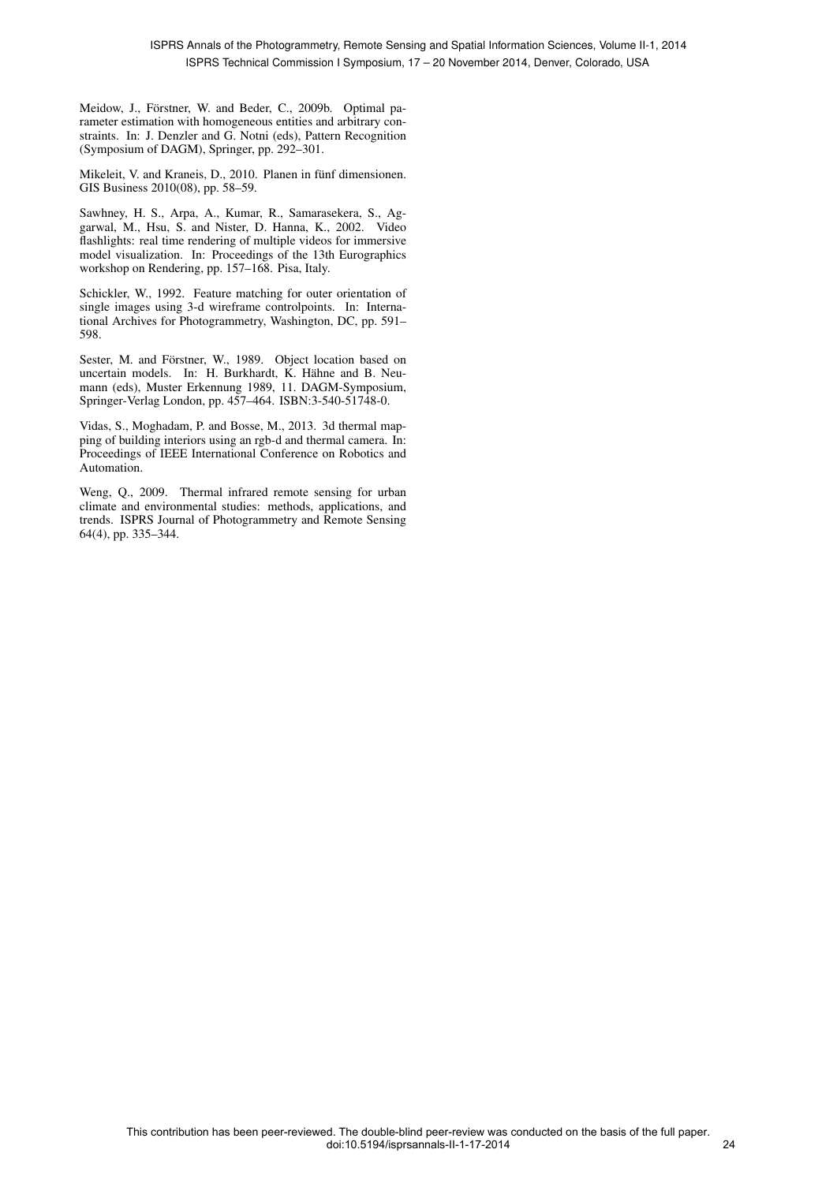Meidow, J., Förstner, W. and Beder, C., 2009b. Optimal parameter estimation with homogeneous entities and arbitrary constraints. In: J. Denzler and G. Notni (eds), Pattern Recognition (Symposium of DAGM), Springer, pp. 292–301.

Mikeleit, V. and Kraneis, D., 2010. Planen in fünf dimensionen. GIS Business 2010(08), pp. 58–59.

Sawhney, H. S., Arpa, A., Kumar, R., Samarasekera, S., Aggarwal, M., Hsu, S. and Nister, D. Hanna, K., 2002. Video flashlights: real time rendering of multiple videos for immersive model visualization. In: Proceedings of the 13th Eurographics workshop on Rendering, pp. 157–168. Pisa, Italy.

Schickler, W., 1992. Feature matching for outer orientation of single images using 3-d wireframe controlpoints. In: International Archives for Photogrammetry, Washington, DC, pp. 591–598.

Sester, M. and Förstner, W., 1989. Object location based on uncertain models. In: H. Burkhardt, K. Hähne and B. Neumann (eds), Muster Erkennung 1989, 11. DAGM-Symposium, Springer-Verlag London, pp. 457–464. ISBN:3-540-51748-0.

Vidas, S., Moghadam, P. and Bosse, M., 2013. 3d thermal mapping of building interiors using an rgb-d and thermal camera. In: Proceedings of IEEE International Conference on Robotics and Automation.

Weng, Q., 2009. Thermal infrared remote sensing for urban climate and environmental studies: methods, applications, and trends. ISPRS Journal of Photogrammetry and Remote Sensing 64(4), pp. 335–344.